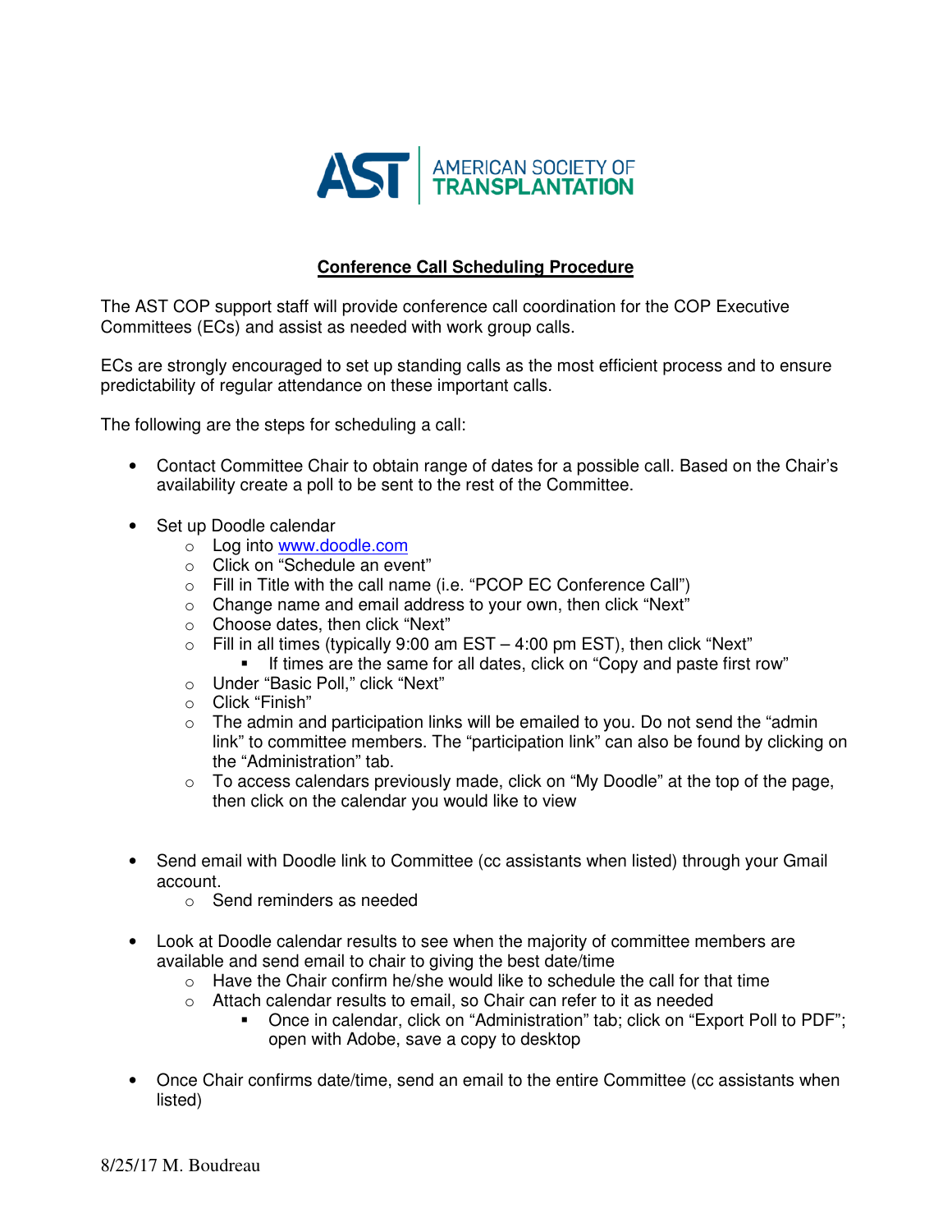AST | AMERICAN SOCIETY OF TRANSPLANTATION

**Conference Call Scheduling Procedure**

The AST COP support staff will provide conference call coordination for the COP Executive Committees (ECs) and assist as needed with work group calls.

ECs are strongly encouraged to set up standing calls as the most efficient process and to ensure predictability of regular attendance on these important calls.

The following are the steps for scheduling a call:

- Contact Committee Chair to obtain range of dates for a possible call. Based on the Chair's availability create a poll to be sent to the rest of the Committee.
- Set up Doodle calendar
  - Log into www.doodle.com
  - Click on "Schedule an event"
  - Fill in Title with the call name (i.e. "PCOP EC Conference Call")
  - Change name and email address to your own, then click "Next"
  - Choose dates, then click "Next"
  - Fill in all times (typically 9:00 am EST – 4:00 pm EST), then click "Next"
    - If times are the same for all dates, click on "Copy and paste first row"
  - Under "Basic Poll," click "Next"
  - Click "Finish"
  - The admin and participation links will be emailed to you. Do not send the "admin link" to committee members. The "participation link" can also be found by clicking on the "Administration" tab.
  - To access calendars previously made, click on "My Doodle" at the top of the page, then click on the calendar you would like to view
- Send email with Doodle link to Committee (cc assistants when listed) through your Gmail account.
  - Send reminders as needed
- Look at Doodle calendar results to see when the majority of committee members are available and send email to chair to giving the best date/time
  - Have the Chair confirm he/she would like to schedule the call for that time
  - Attach calendar results to email, so Chair can refer to it as needed
    - Once in calendar, click on "Administration" tab; click on "Export Poll to PDF"; open with Adobe, save a copy to desktop
- Once Chair confirms date/time, send an email to the entire Committee (cc assistants when listed)

8/25/17 M. Boudreau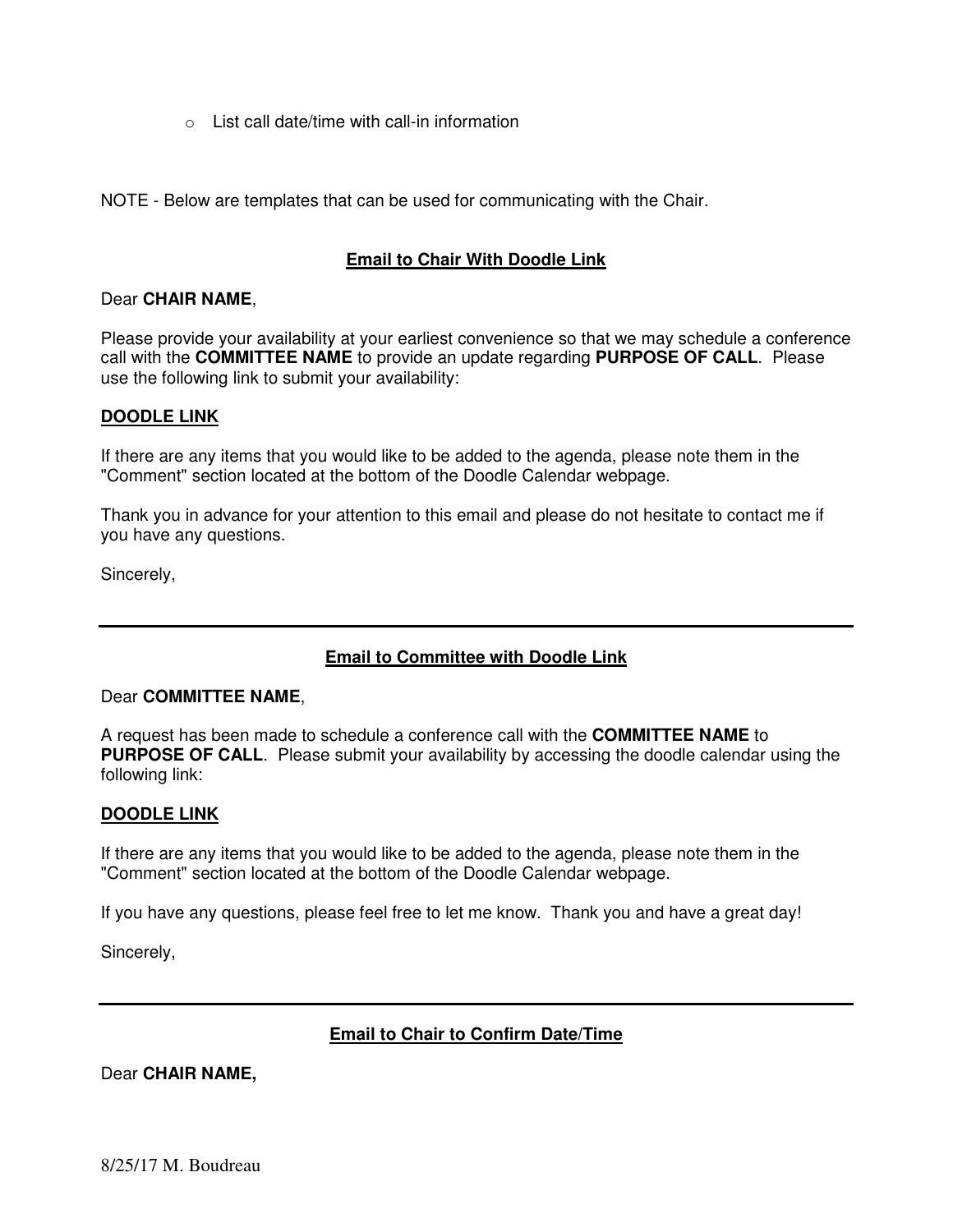- List call date/time with call-in information

NOTE - Below are templates that can be used for communicating with the Chair.

**Email to Chair With Doodle Link**

Dear **CHAIR NAME**,

Please provide your availability at your earliest convenience so that we may schedule a conference call with the **COMMITTEE NAME** to provide an update regarding **PURPOSE OF CALL**. Please use the following link to submit your availability:

**DOODLE LINK**

If there are any items that you would like to be added to the agenda, please note them in the "Comment" section located at the bottom of the Doodle Calendar webpage.

Thank you in advance for your attention to this email and please do not hesitate to contact me if you have any questions.

Sincerely,

---

**Email to Committee with Doodle Link**

Dear **COMMITTEE NAME**,

A request has been made to schedule a conference call with the **COMMITTEE NAME** to **PURPOSE OF CALL**. Please submit your availability by accessing the doodle calendar using the following link:

**DOODLE LINK**

If there are any items that you would like to be added to the agenda, please note them in the "Comment" section located at the bottom of the Doodle Calendar webpage.

If you have any questions, please feel free to let me know. Thank you and have a great day!

Sincerely,

---

**Email to Chair to Confirm Date/Time**

Dear **CHAIR NAME,**

8/25/17 M. Boudreau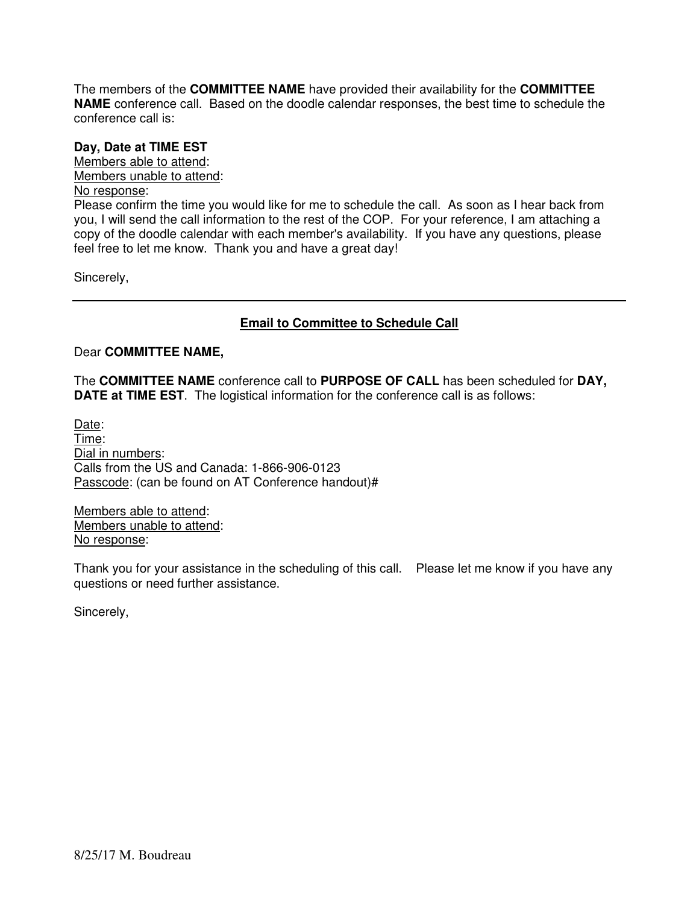The members of the **COMMITTEE NAME** have provided their availability for the **COMMITTEE NAME** conference call. Based on the doodle calendar responses, the best time to schedule the conference call is:

**Day, Date at TIME EST**
<u>Members able to attend</u>:
<u>Members unable to attend</u>:
<u>No response</u>:
Please confirm the time you would like for me to schedule the call. As soon as I hear back from you, I will send the call information to the rest of the COP. For your reference, I am attaching a copy of the doodle calendar with each member's availability. If you have any questions, please feel free to let me know. Thank you and have a great day!

Sincerely,

---

## Email to Committee to Schedule Call

Dear **COMMITTEE NAME,**

The **COMMITTEE NAME** conference call to **PURPOSE OF CALL** has been scheduled for **DAY, DATE at TIME EST**. The logistical information for the conference call is as follows:

<u>Date</u>:
<u>Time</u>:
<u>Dial in numbers</u>:
Calls from the US and Canada: 1-866-906-0123
<u>Passcode</u>: (can be found on AT Conference handout)#

<u>Members able to attend</u>:
<u>Members unable to attend</u>:
<u>No response</u>:

Thank you for your assistance in the scheduling of this call. Please let me know if you have any questions or need further assistance.

Sincerely,

8/25/17 M. Boudreau